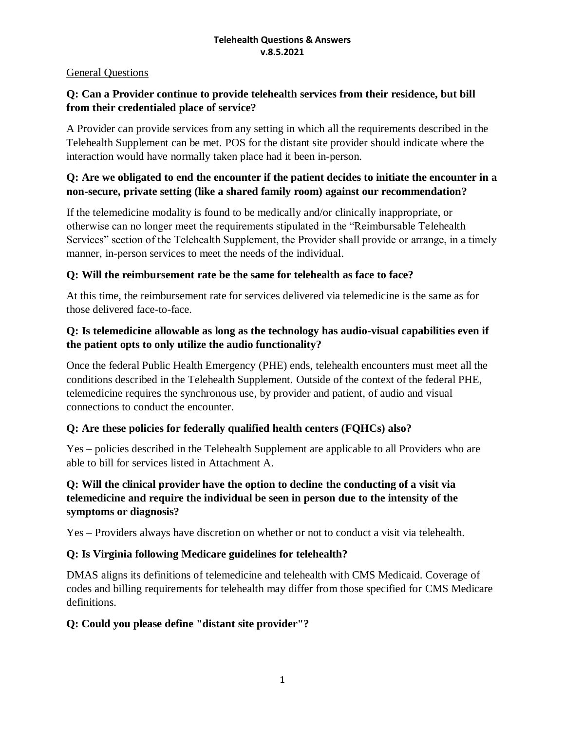# Telehealth Questions & Answers
## v.8.5.2021

General Questions

**Q: Can a Provider continue to provide telehealth services from their residence, but bill from their credentialed place of service?**

A Provider can provide services from any setting in which all the requirements described in the Telehealth Supplement can be met. POS for the distant site provider should indicate where the interaction would have normally taken place had it been in-person.

**Q: Are we obligated to end the encounter if the patient decides to initiate the encounter in a non-secure, private setting (like a shared family room) against our recommendation?**

If the telemedicine modality is found to be medically and/or clinically inappropriate, or otherwise can no longer meet the requirements stipulated in the "Reimbursable Telehealth Services" section of the Telehealth Supplement, the Provider shall provide or arrange, in a timely manner, in-person services to meet the needs of the individual.

**Q: Will the reimbursement rate be the same for telehealth as face to face?**

At this time, the reimbursement rate for services delivered via telemedicine is the same as for those delivered face-to-face.

**Q: Is telemedicine allowable as long as the technology has audio-visual capabilities even if the patient opts to only utilize the audio functionality?**

Once the federal Public Health Emergency (PHE) ends, telehealth encounters must meet all the conditions described in the Telehealth Supplement. Outside of the context of the federal PHE, telemedicine requires the synchronous use, by provider and patient, of audio and visual connections to conduct the encounter.

**Q: Are these policies for federally qualified health centers (FQHCs) also?**

Yes – policies described in the Telehealth Supplement are applicable to all Providers who are able to bill for services listed in Attachment A.

**Q: Will the clinical provider have the option to decline the conducting of a visit via telemedicine and require the individual be seen in person due to the intensity of the symptoms or diagnosis?**

Yes – Providers always have discretion on whether or not to conduct a visit via telehealth.

**Q: Is Virginia following Medicare guidelines for telehealth?**

DMAS aligns its definitions of telemedicine and telehealth with CMS Medicaid. Coverage of codes and billing requirements for telehealth may differ from those specified for CMS Medicare definitions.

**Q: Could you please define "distant site provider"?**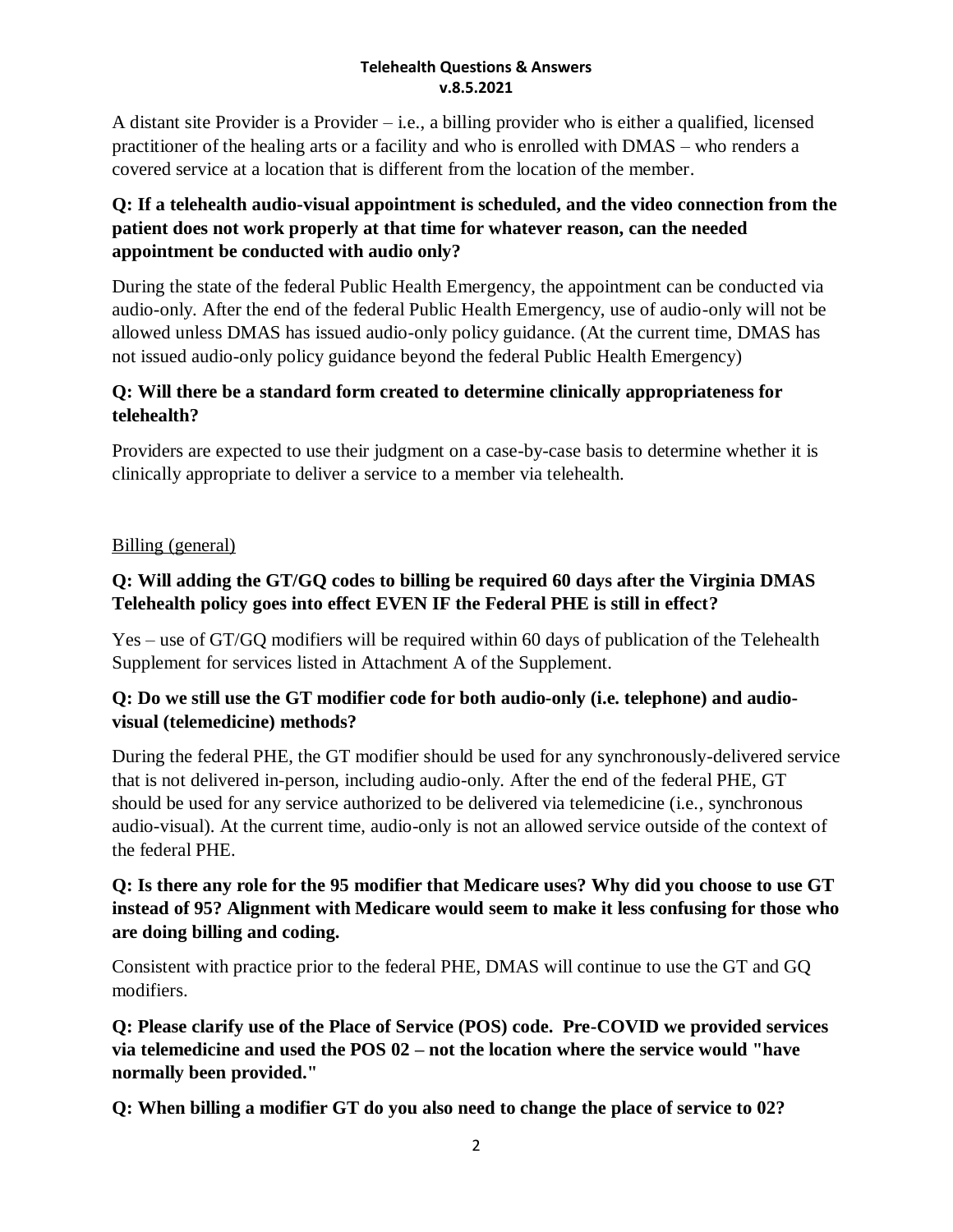A distant site Provider is a Provider – i.e., a billing provider who is either a qualified, licensed practitioner of the healing arts or a facility and who is enrolled with DMAS – who renders a covered service at a location that is different from the location of the member.

**Q: If a telehealth audio-visual appointment is scheduled, and the video connection from the patient does not work properly at that time for whatever reason, can the needed appointment be conducted with audio only?**

During the state of the federal Public Health Emergency, the appointment can be conducted via audio-only. After the end of the federal Public Health Emergency, use of audio-only will not be allowed unless DMAS has issued audio-only policy guidance. (At the current time, DMAS has not issued audio-only policy guidance beyond the federal Public Health Emergency)

**Q: Will there be a standard form created to determine clinically appropriateness for telehealth?**

Providers are expected to use their judgment on a case-by-case basis to determine whether it is clinically appropriate to deliver a service to a member via telehealth.

## Billing (general)

**Q: Will adding the GT/GQ codes to billing be required 60 days after the Virginia DMAS Telehealth policy goes into effect EVEN IF the Federal PHE is still in effect?**

Yes – use of GT/GQ modifiers will be required within 60 days of publication of the Telehealth Supplement for services listed in Attachment A of the Supplement.

**Q: Do we still use the GT modifier code for both audio-only (i.e. telephone) and audio-visual (telemedicine) methods?**

During the federal PHE, the GT modifier should be used for any synchronously-delivered service that is not delivered in-person, including audio-only. After the end of the federal PHE, GT should be used for any service authorized to be delivered via telemedicine (i.e., synchronous audio-visual). At the current time, audio-only is not an allowed service outside of the context of the federal PHE.

**Q: Is there any role for the 95 modifier that Medicare uses? Why did you choose to use GT instead of 95? Alignment with Medicare would seem to make it less confusing for those who are doing billing and coding.**

Consistent with practice prior to the federal PHE, DMAS will continue to use the GT and GQ modifiers.

**Q: Please clarify use of the Place of Service (POS) code. Pre-COVID we provided services via telemedicine and used the POS 02 – not the location where the service would "have normally been provided."**

**Q: When billing a modifier GT do you also need to change the place of service to 02?**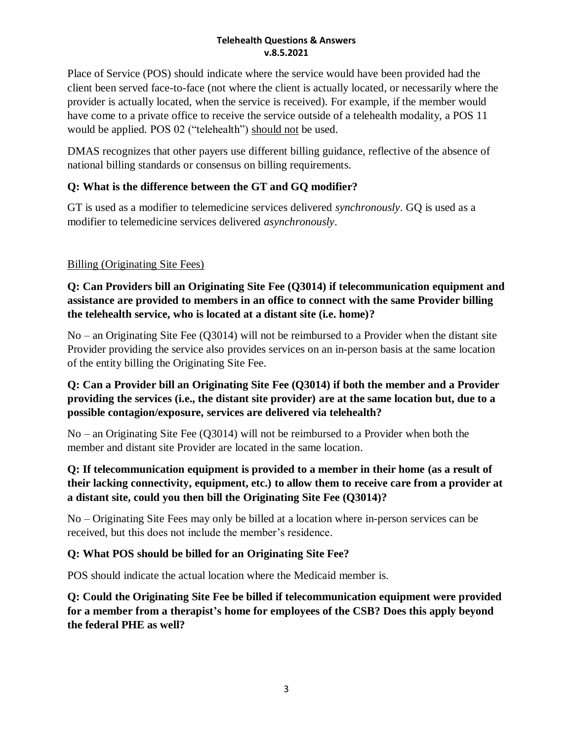Place of Service (POS) should indicate where the service would have been provided had the client been served face-to-face (not where the client is actually located, or necessarily where the provider is actually located, when the service is received). For example, if the member would have come to a private office to receive the service outside of a telehealth modality, a POS 11 would be applied. POS 02 ("telehealth") <u>should not</u> be used.

DMAS recognizes that other payers use different billing guidance, reflective of the absence of national billing standards or consensus on billing requirements.

**Q: What is the difference between the GT and GQ modifier?**

GT is used as a modifier to telemedicine services delivered *synchronously*. GQ is used as a modifier to telemedicine services delivered *asynchronously*.

<u>Billing (Originating Site Fees)</u>

**Q: Can Providers bill an Originating Site Fee (Q3014) if telecommunication equipment and assistance are provided to members in an office to connect with the same Provider billing the telehealth service, who is located at a distant site (i.e. home)?**

No – an Originating Site Fee (Q3014) will not be reimbursed to a Provider when the distant site Provider providing the service also provides services on an in-person basis at the same location of the entity billing the Originating Site Fee.

**Q: Can a Provider bill an Originating Site Fee (Q3014) if both the member and a Provider providing the services (i.e., the distant site provider) are at the same location but, due to a possible contagion/exposure, services are delivered via telehealth?**

No – an Originating Site Fee (Q3014) will not be reimbursed to a Provider when both the member and distant site Provider are located in the same location.

**Q: If telecommunication equipment is provided to a member in their home (as a result of their lacking connectivity, equipment, etc.) to allow them to receive care from a provider at a distant site, could you then bill the Originating Site Fee (Q3014)?**

No – Originating Site Fees may only be billed at a location where in-person services can be received, but this does not include the member's residence.

**Q: What POS should be billed for an Originating Site Fee?**

POS should indicate the actual location where the Medicaid member is.

**Q: Could the Originating Site Fee be billed if telecommunication equipment were provided for a member from a therapist's home for employees of the CSB? Does this apply beyond the federal PHE as well?**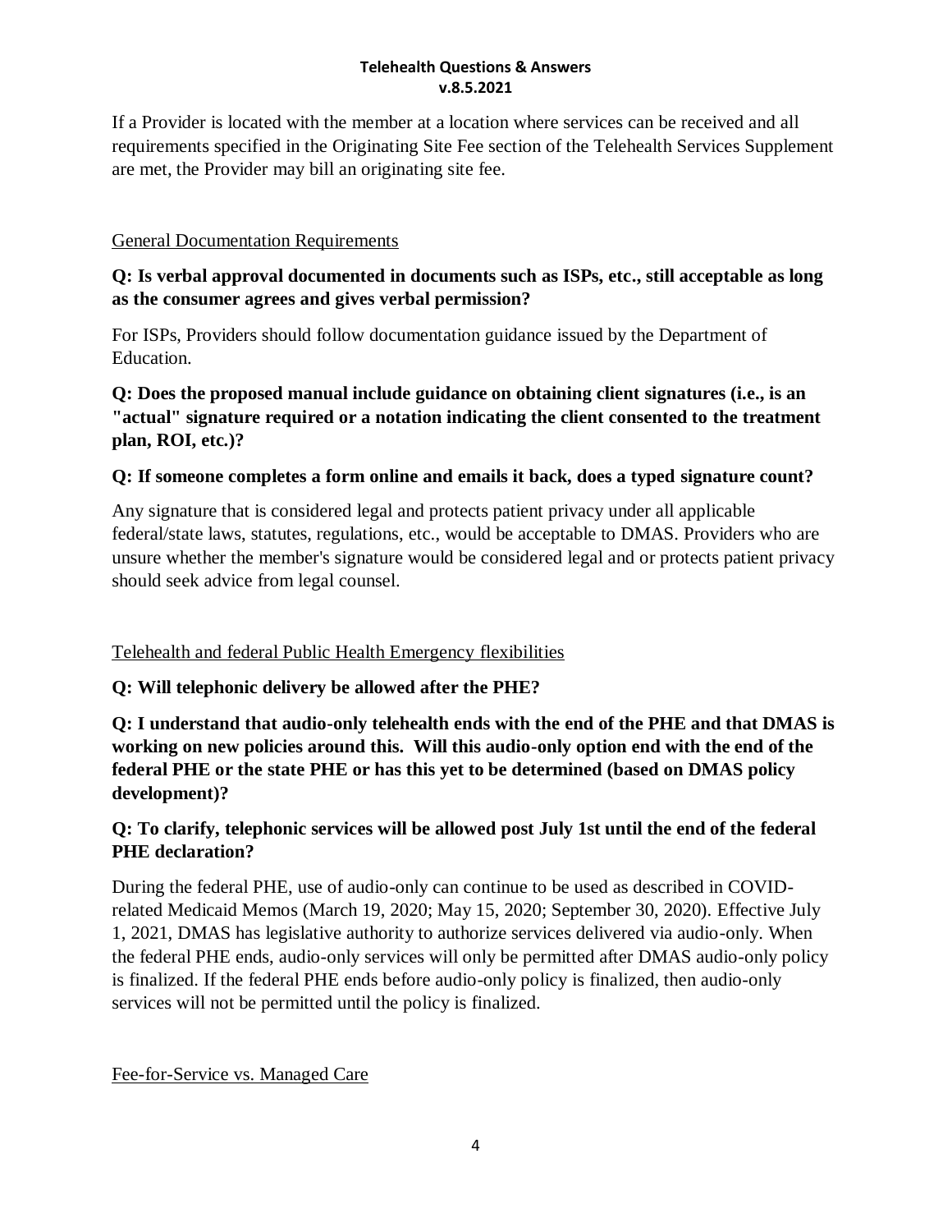If a Provider is located with the member at a location where services can be received and all requirements specified in the Originating Site Fee section of the Telehealth Services Supplement are met, the Provider may bill an originating site fee.

<u>General Documentation Requirements</u>

**Q: Is verbal approval documented in documents such as ISPs, etc., still acceptable as long as the consumer agrees and gives verbal permission?**

For ISPs, Providers should follow documentation guidance issued by the Department of Education.

**Q: Does the proposed manual include guidance on obtaining client signatures (i.e., is an "actual" signature required or a notation indicating the client consented to the treatment plan, ROI, etc.)?**

**Q: If someone completes a form online and emails it back, does a typed signature count?**

Any signature that is considered legal and protects patient privacy under all applicable federal/state laws, statutes, regulations, etc., would be acceptable to DMAS. Providers who are unsure whether the member's signature would be considered legal and or protects patient privacy should seek advice from legal counsel.

<u>Telehealth and federal Public Health Emergency flexibilities</u>

**Q: Will telephonic delivery be allowed after the PHE?**

**Q: I understand that audio-only telehealth ends with the end of the PHE and that DMAS is working on new policies around this. Will this audio-only option end with the end of the federal PHE or the state PHE or has this yet to be determined (based on DMAS policy development)?**

**Q: To clarify, telephonic services will be allowed post July 1st until the end of the federal PHE declaration?**

During the federal PHE, use of audio-only can continue to be used as described in COVID-related Medicaid Memos (March 19, 2020; May 15, 2020; September 30, 2020). Effective July 1, 2021, DMAS has legislative authority to authorize services delivered via audio-only. When the federal PHE ends, audio-only services will only be permitted after DMAS audio-only policy is finalized. If the federal PHE ends before audio-only policy is finalized, then audio-only services will not be permitted until the policy is finalized.

<u>Fee-for-Service vs. Managed Care</u>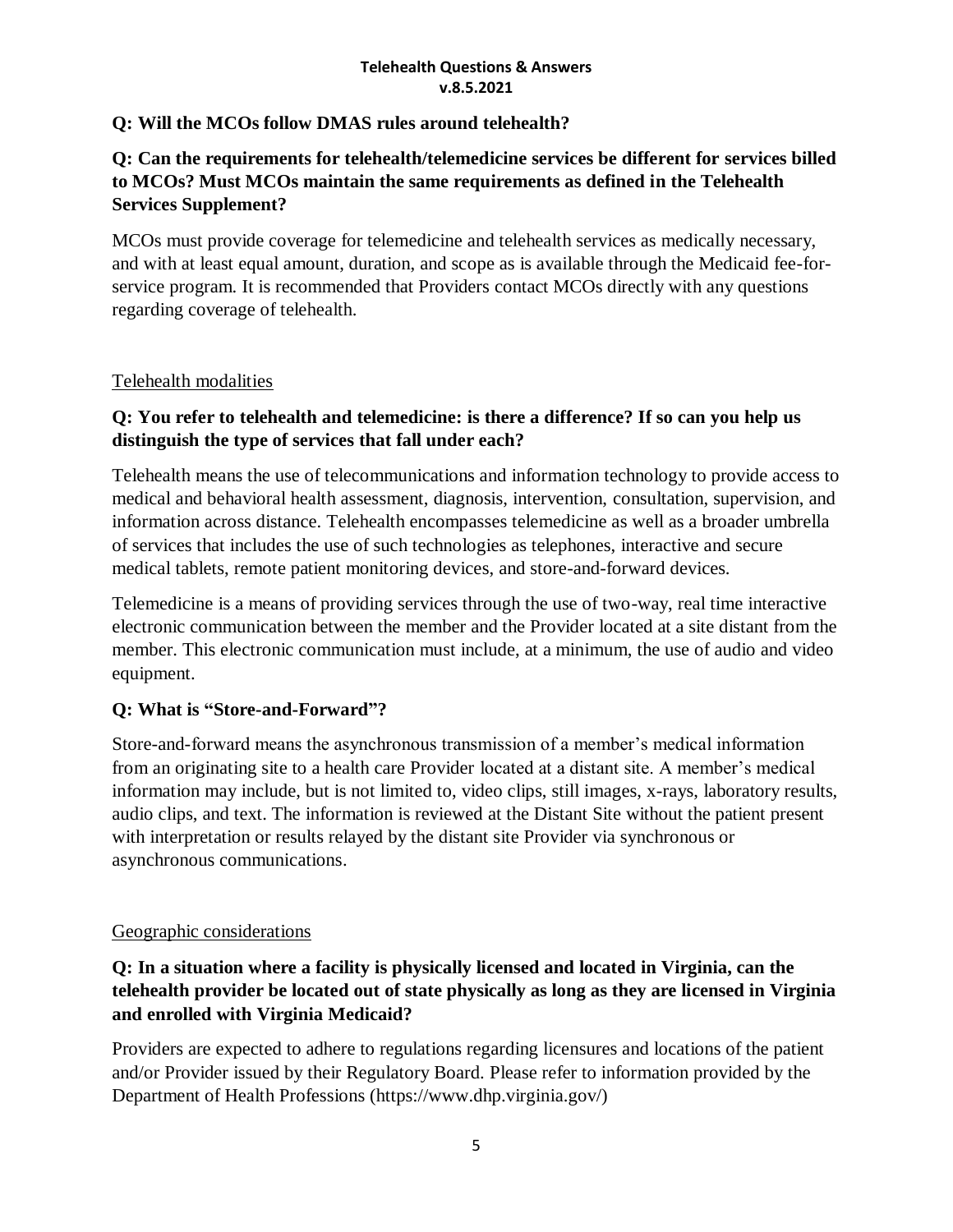**Q: Will the MCOs follow DMAS rules around telehealth?**

**Q: Can the requirements for telehealth/telemedicine services be different for services billed to MCOs? Must MCOs maintain the same requirements as defined in the Telehealth Services Supplement?**

MCOs must provide coverage for telemedicine and telehealth services as medically necessary, and with at least equal amount, duration, and scope as is available through the Medicaid fee-for-service program. It is recommended that Providers contact MCOs directly with any questions regarding coverage of telehealth.

## Telehealth modalities

**Q: You refer to telehealth and telemedicine: is there a difference? If so can you help us distinguish the type of services that fall under each?**

Telehealth means the use of telecommunications and information technology to provide access to medical and behavioral health assessment, diagnosis, intervention, consultation, supervision, and information across distance. Telehealth encompasses telemedicine as well as a broader umbrella of services that includes the use of such technologies as telephones, interactive and secure medical tablets, remote patient monitoring devices, and store-and-forward devices.

Telemedicine is a means of providing services through the use of two-way, real time interactive electronic communication between the member and the Provider located at a site distant from the member. This electronic communication must include, at a minimum, the use of audio and video equipment.

**Q: What is "Store-and-Forward"?**

Store-and-forward means the asynchronous transmission of a member's medical information from an originating site to a health care Provider located at a distant site. A member's medical information may include, but is not limited to, video clips, still images, x-rays, laboratory results, audio clips, and text. The information is reviewed at the Distant Site without the patient present with interpretation or results relayed by the distant site Provider via synchronous or asynchronous communications.

## Geographic considerations

**Q: In a situation where a facility is physically licensed and located in Virginia, can the telehealth provider be located out of state physically as long as they are licensed in Virginia and enrolled with Virginia Medicaid?**

Providers are expected to adhere to regulations regarding licensures and locations of the patient and/or Provider issued by their Regulatory Board. Please refer to information provided by the Department of Health Professions (https://www.dhp.virginia.gov/)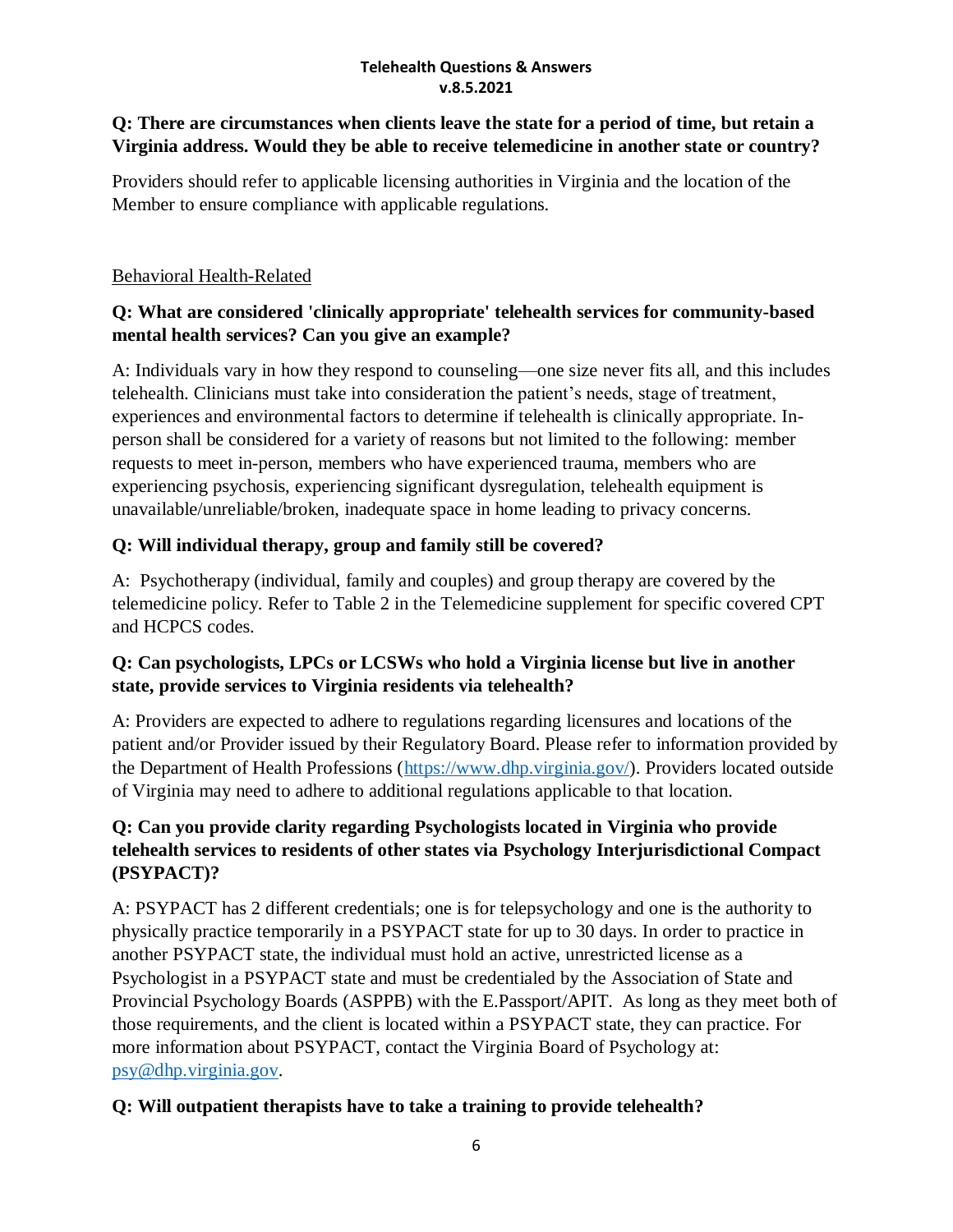**Q: There are circumstances when clients leave the state for a period of time, but retain a Virginia address. Would they be able to receive telemedicine in another state or country?**

Providers should refer to applicable licensing authorities in Virginia and the location of the Member to ensure compliance with applicable regulations.

<u>Behavioral Health-Related</u>

**Q: What are considered 'clinically appropriate' telehealth services for community-based mental health services? Can you give an example?**

A: Individuals vary in how they respond to counseling—one size never fits all, and this includes telehealth. Clinicians must take into consideration the patient's needs, stage of treatment, experiences and environmental factors to determine if telehealth is clinically appropriate. In-person shall be considered for a variety of reasons but not limited to the following: member requests to meet in-person, members who have experienced trauma, members who are experiencing psychosis, experiencing significant dysregulation, telehealth equipment is unavailable/unreliable/broken, inadequate space in home leading to privacy concerns.

**Q: Will individual therapy, group and family still be covered?**

A: Psychotherapy (individual, family and couples) and group therapy are covered by the telemedicine policy. Refer to Table 2 in the Telemedicine supplement for specific covered CPT and HCPCS codes.

**Q: Can psychologists, LPCs or LCSWs who hold a Virginia license but live in another state, provide services to Virginia residents via telehealth?**

A: Providers are expected to adhere to regulations regarding licensures and locations of the patient and/or Provider issued by their Regulatory Board. Please refer to information provided by the Department of Health Professions ([https://www.dhp.virginia.gov/](https://www.dhp.virginia.gov/)). Providers located outside of Virginia may need to adhere to additional regulations applicable to that location.

**Q: Can you provide clarity regarding Psychologists located in Virginia who provide telehealth services to residents of other states via Psychology Interjurisdictional Compact (PSYPACT)?**

A: PSYPACT has 2 different credentials; one is for telepsychology and one is the authority to physically practice temporarily in a PSYPACT state for up to 30 days. In order to practice in another PSYPACT state, the individual must hold an active, unrestricted license as a Psychologist in a PSYPACT state and must be credentialed by the Association of State and Provincial Psychology Boards (ASPPB) with the E.Passport/APIT. As long as they meet both of those requirements, and the client is located within a PSYPACT state, they can practice. For more information about PSYPACT, contact the Virginia Board of Psychology at: [psy@dhp.virginia.gov](mailto:psy@dhp.virginia.gov).

**Q: Will outpatient therapists have to take a training to provide telehealth?**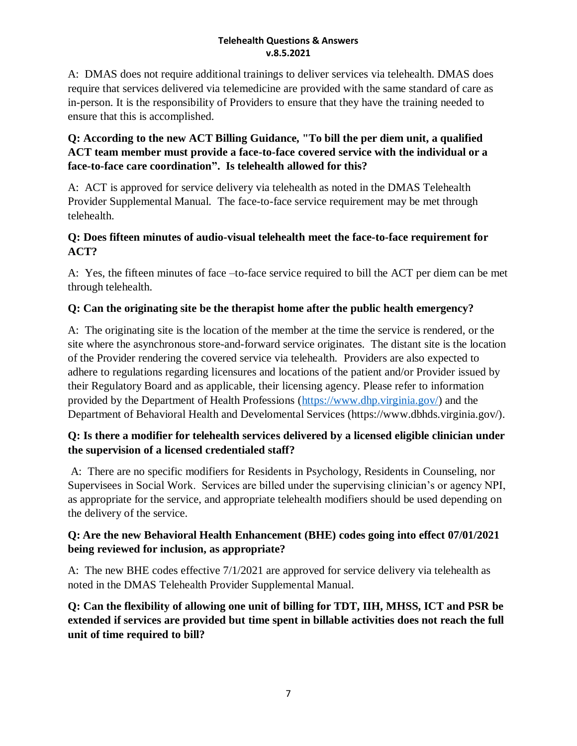A: DMAS does not require additional trainings to deliver services via telehealth. DMAS does require that services delivered via telemedicine are provided with the same standard of care as in-person. It is the responsibility of Providers to ensure that they have the training needed to ensure that this is accomplished.

**Q: According to the new ACT Billing Guidance, "To bill the per diem unit, a qualified ACT team member must provide a face-to-face covered service with the individual or a face-to-face care coordination". Is telehealth allowed for this?**

A: ACT is approved for service delivery via telehealth as noted in the DMAS Telehealth Provider Supplemental Manual. The face-to-face service requirement may be met through telehealth.

**Q: Does fifteen minutes of audio-visual telehealth meet the face-to-face requirement for ACT?**

A: Yes, the fifteen minutes of face –to-face service required to bill the ACT per diem can be met through telehealth.

**Q: Can the originating site be the therapist home after the public health emergency?**

A: The originating site is the location of the member at the time the service is rendered, or the site where the asynchronous store-and-forward service originates. The distant site is the location of the Provider rendering the covered service via telehealth. Providers are also expected to adhere to regulations regarding licensures and locations of the patient and/or Provider issued by their Regulatory Board and as applicable, their licensing agency. Please refer to information provided by the Department of Health Professions (https://www.dhp.virginia.gov/) and the Department of Behavioral Health and Develomental Services (https://www.dbhds.virginia.gov/).

**Q: Is there a modifier for telehealth services delivered by a licensed eligible clinician under the supervision of a licensed credentialed staff?**

A: There are no specific modifiers for Residents in Psychology, Residents in Counseling, nor Supervisees in Social Work. Services are billed under the supervising clinician's or agency NPI, as appropriate for the service, and appropriate telehealth modifiers should be used depending on the delivery of the service.

**Q: Are the new Behavioral Health Enhancement (BHE) codes going into effect 07/01/2021 being reviewed for inclusion, as appropriate?**

A: The new BHE codes effective 7/1/2021 are approved for service delivery via telehealth as noted in the DMAS Telehealth Provider Supplemental Manual.

**Q: Can the flexibility of allowing one unit of billing for TDT, IIH, MHSS, ICT and PSR be extended if services are provided but time spent in billable activities does not reach the full unit of time required to bill?**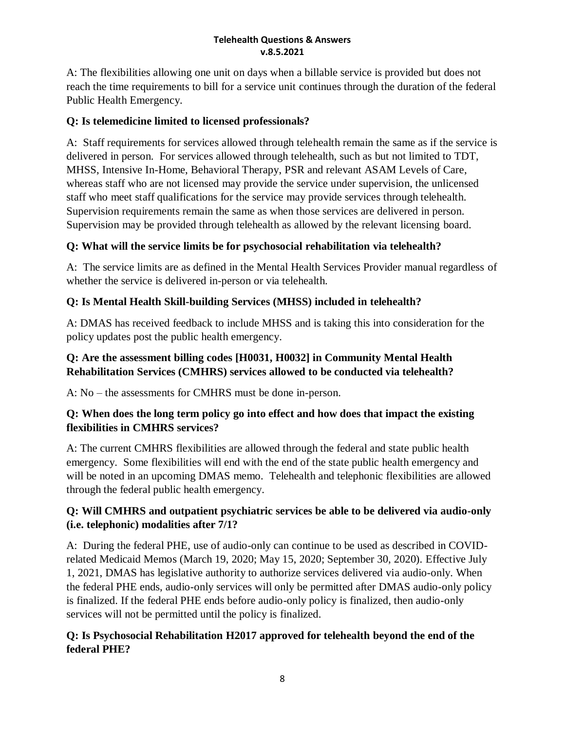A: The flexibilities allowing one unit on days when a billable service is provided but does not reach the time requirements to bill for a service unit continues through the duration of the federal Public Health Emergency.

**Q: Is telemedicine limited to licensed professionals?**

A: Staff requirements for services allowed through telehealth remain the same as if the service is delivered in person. For services allowed through telehealth, such as but not limited to TDT, MHSS, Intensive In-Home, Behavioral Therapy, PSR and relevant ASAM Levels of Care, whereas staff who are not licensed may provide the service under supervision, the unlicensed staff who meet staff qualifications for the service may provide services through telehealth. Supervision requirements remain the same as when those services are delivered in person. Supervision may be provided through telehealth as allowed by the relevant licensing board.

**Q: What will the service limits be for psychosocial rehabilitation via telehealth?**

A: The service limits are as defined in the Mental Health Services Provider manual regardless of whether the service is delivered in-person or via telehealth.

**Q: Is Mental Health Skill-building Services (MHSS) included in telehealth?**

A: DMAS has received feedback to include MHSS and is taking this into consideration for the policy updates post the public health emergency.

**Q: Are the assessment billing codes [H0031, H0032] in Community Mental Health Rehabilitation Services (CMHRS) services allowed to be conducted via telehealth?**

A: No – the assessments for CMHRS must be done in-person.

**Q: When does the long term policy go into effect and how does that impact the existing flexibilities in CMHRS services?**

A: The current CMHRS flexibilities are allowed through the federal and state public health emergency. Some flexibilities will end with the end of the state public health emergency and will be noted in an upcoming DMAS memo. Telehealth and telephonic flexibilities are allowed through the federal public health emergency.

**Q: Will CMHRS and outpatient psychiatric services be able to be delivered via audio-only (i.e. telephonic) modalities after 7/1?**

A: During the federal PHE, use of audio-only can continue to be used as described in COVID-related Medicaid Memos (March 19, 2020; May 15, 2020; September 30, 2020). Effective July 1, 2021, DMAS has legislative authority to authorize services delivered via audio-only. When the federal PHE ends, audio-only services will only be permitted after DMAS audio-only policy is finalized. If the federal PHE ends before audio-only policy is finalized, then audio-only services will not be permitted until the policy is finalized.

**Q: Is Psychosocial Rehabilitation H2017 approved for telehealth beyond the end of the federal PHE?**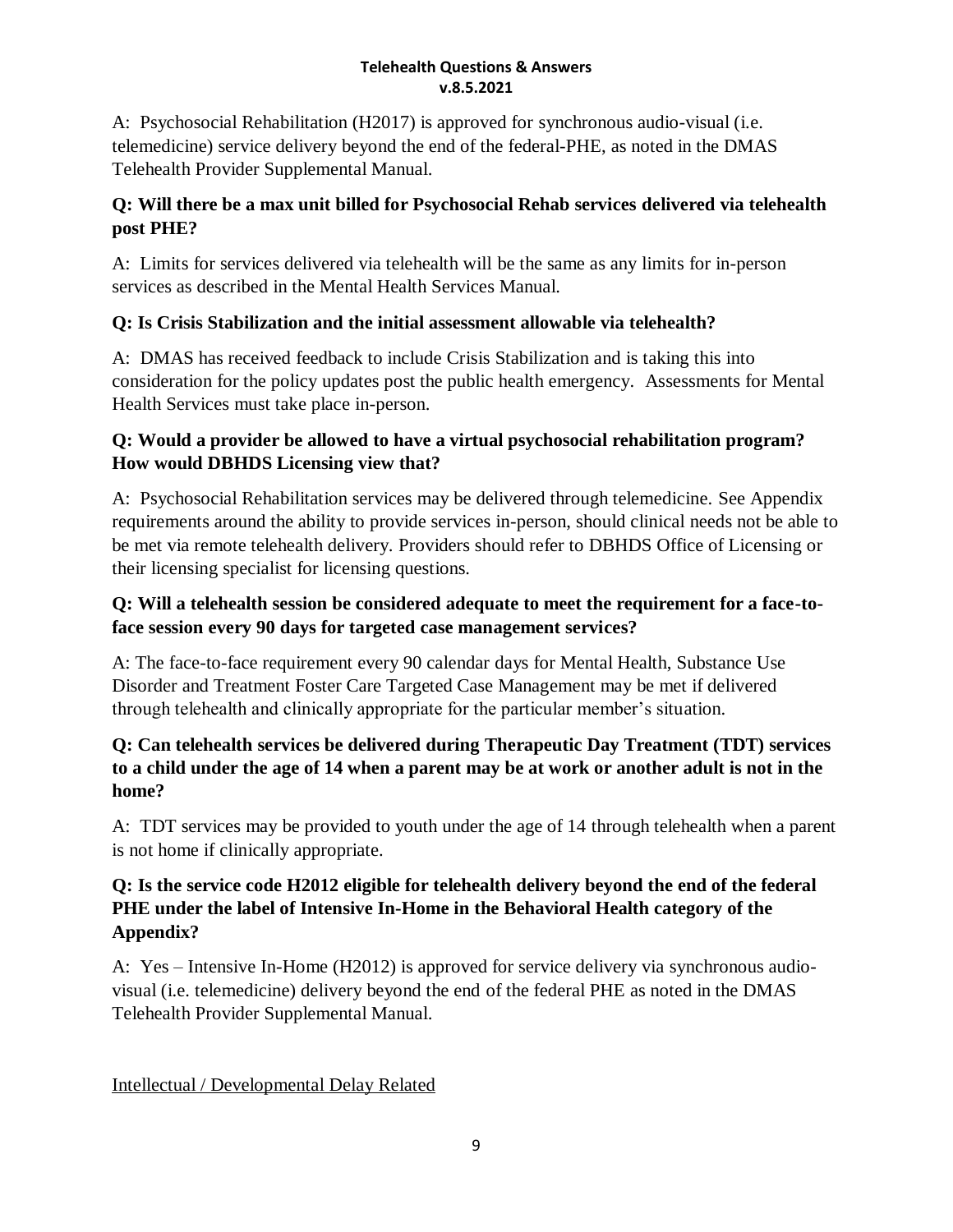A: Psychosocial Rehabilitation (H2017) is approved for synchronous audio-visual (i.e. telemedicine) service delivery beyond the end of the federal-PHE, as noted in the DMAS Telehealth Provider Supplemental Manual.

**Q: Will there be a max unit billed for Psychosocial Rehab services delivered via telehealth post PHE?**

A: Limits for services delivered via telehealth will be the same as any limits for in-person services as described in the Mental Health Services Manual.

**Q: Is Crisis Stabilization and the initial assessment allowable via telehealth?**

A: DMAS has received feedback to include Crisis Stabilization and is taking this into consideration for the policy updates post the public health emergency. Assessments for Mental Health Services must take place in-person.

**Q: Would a provider be allowed to have a virtual psychosocial rehabilitation program? How would DBHDS Licensing view that?**

A: Psychosocial Rehabilitation services may be delivered through telemedicine. See Appendix requirements around the ability to provide services in-person, should clinical needs not be able to be met via remote telehealth delivery. Providers should refer to DBHDS Office of Licensing or their licensing specialist for licensing questions.

**Q: Will a telehealth session be considered adequate to meet the requirement for a face-to-face session every 90 days for targeted case management services?**

A: The face-to-face requirement every 90 calendar days for Mental Health, Substance Use Disorder and Treatment Foster Care Targeted Case Management may be met if delivered through telehealth and clinically appropriate for the particular member's situation.

**Q: Can telehealth services be delivered during Therapeutic Day Treatment (TDT) services to a child under the age of 14 when a parent may be at work or another adult is not in the home?**

A: TDT services may be provided to youth under the age of 14 through telehealth when a parent is not home if clinically appropriate.

**Q: Is the service code H2012 eligible for telehealth delivery beyond the end of the federal PHE under the label of Intensive In-Home in the Behavioral Health category of the Appendix?**

A: Yes – Intensive In-Home (H2012) is approved for service delivery via synchronous audio-visual (i.e. telemedicine) delivery beyond the end of the federal PHE as noted in the DMAS Telehealth Provider Supplemental Manual.

<u>Intellectual / Developmental Delay Related</u>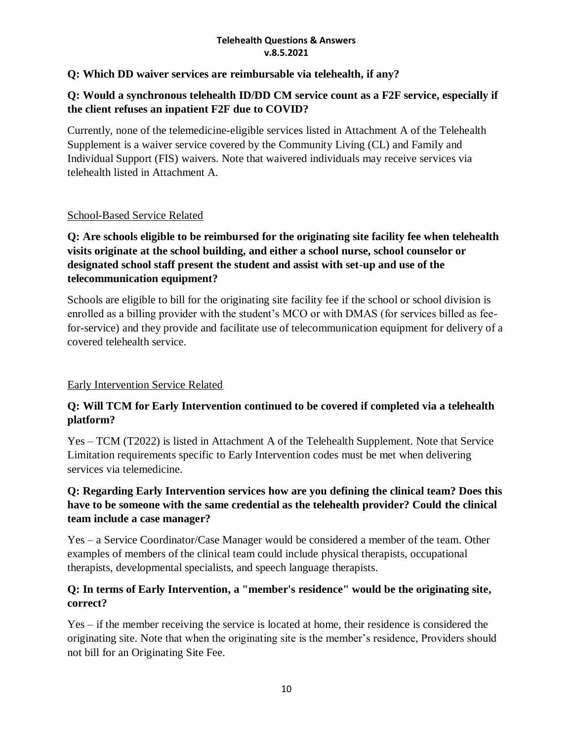**Q: Which DD waiver services are reimbursable via telehealth, if any?**

**Q: Would a synchronous telehealth ID/DD CM service count as a F2F service, especially if the client refuses an inpatient F2F due to COVID?**

Currently, none of the telemedicine-eligible services listed in Attachment A of the Telehealth Supplement is a waiver service covered by the Community Living (CL) and Family and Individual Support (FIS) waivers. Note that waivered individuals may receive services via telehealth listed in Attachment A.

<u>School-Based Service Related</u>

**Q: Are schools eligible to be reimbursed for the originating site facility fee when telehealth visits originate at the school building, and either a school nurse, school counselor or designated school staff present the student and assist with set-up and use of the telecommunication equipment?**

Schools are eligible to bill for the originating site facility fee if the school or school division is enrolled as a billing provider with the student's MCO or with DMAS (for services billed as fee-for-service) and they provide and facilitate use of telecommunication equipment for delivery of a covered telehealth service.

<u>Early Intervention Service Related</u>

**Q: Will TCM for Early Intervention continued to be covered if completed via a telehealth platform?**

Yes – TCM (T2022) is listed in Attachment A of the Telehealth Supplement. Note that Service Limitation requirements specific to Early Intervention codes must be met when delivering services via telemedicine.

**Q: Regarding Early Intervention services how are you defining the clinical team? Does this have to be someone with the same credential as the telehealth provider? Could the clinical team include a case manager?**

Yes – a Service Coordinator/Case Manager would be considered a member of the team. Other examples of members of the clinical team could include physical therapists, occupational therapists, developmental specialists, and speech language therapists.

**Q: In terms of Early Intervention, a "member's residence" would be the originating site, correct?**

Yes – if the member receiving the service is located at home, their residence is considered the originating site. Note that when the originating site is the member's residence, Providers should not bill for an Originating Site Fee.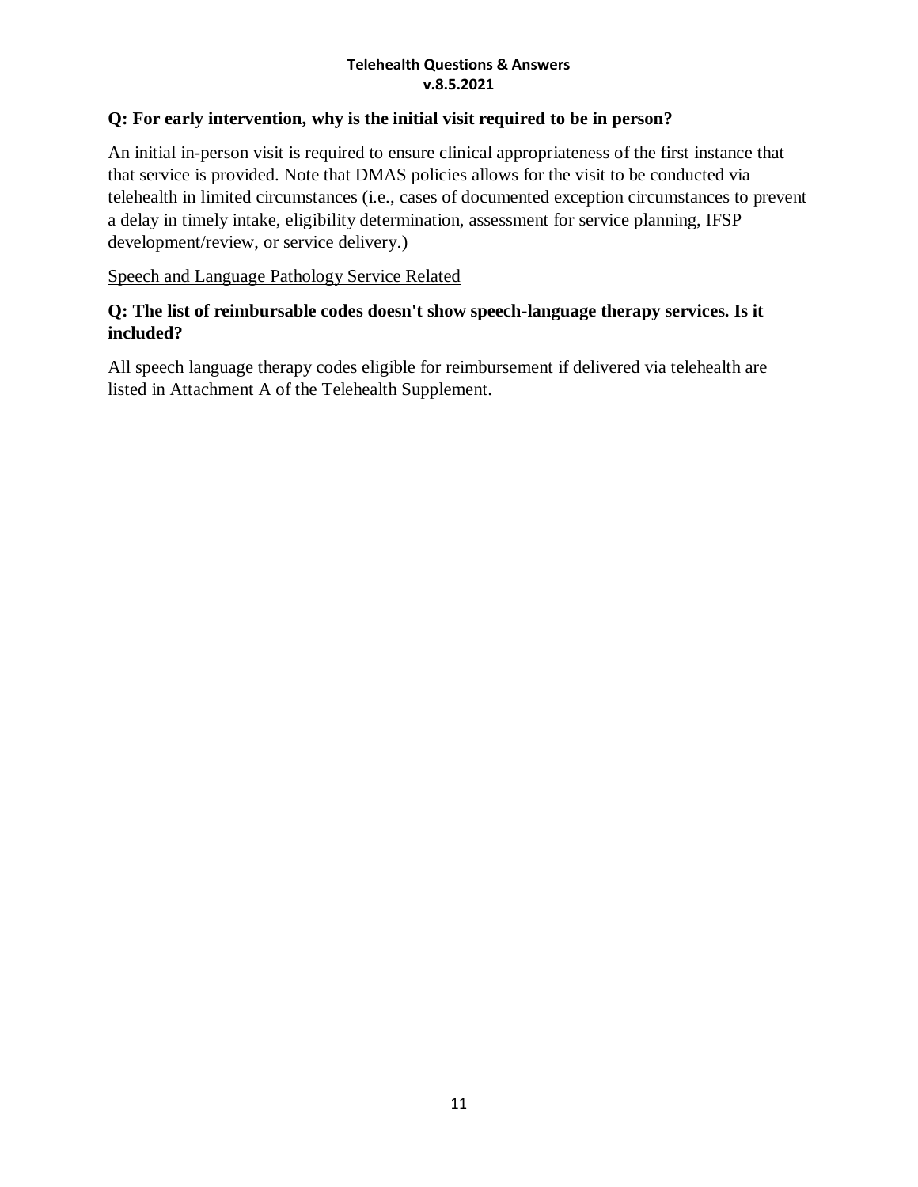**Q: For early intervention, why is the initial visit required to be in person?**

An initial in-person visit is required to ensure clinical appropriateness of the first instance that that service is provided. Note that DMAS policies allows for the visit to be conducted via telehealth in limited circumstances (i.e., cases of documented exception circumstances to prevent a delay in timely intake, eligibility determination, assessment for service planning, IFSP development/review, or service delivery.)

<u>Speech and Language Pathology Service Related</u>

**Q: The list of reimbursable codes doesn't show speech-language therapy services. Is it included?**

All speech language therapy codes eligible for reimbursement if delivered via telehealth are listed in Attachment A of the Telehealth Supplement.